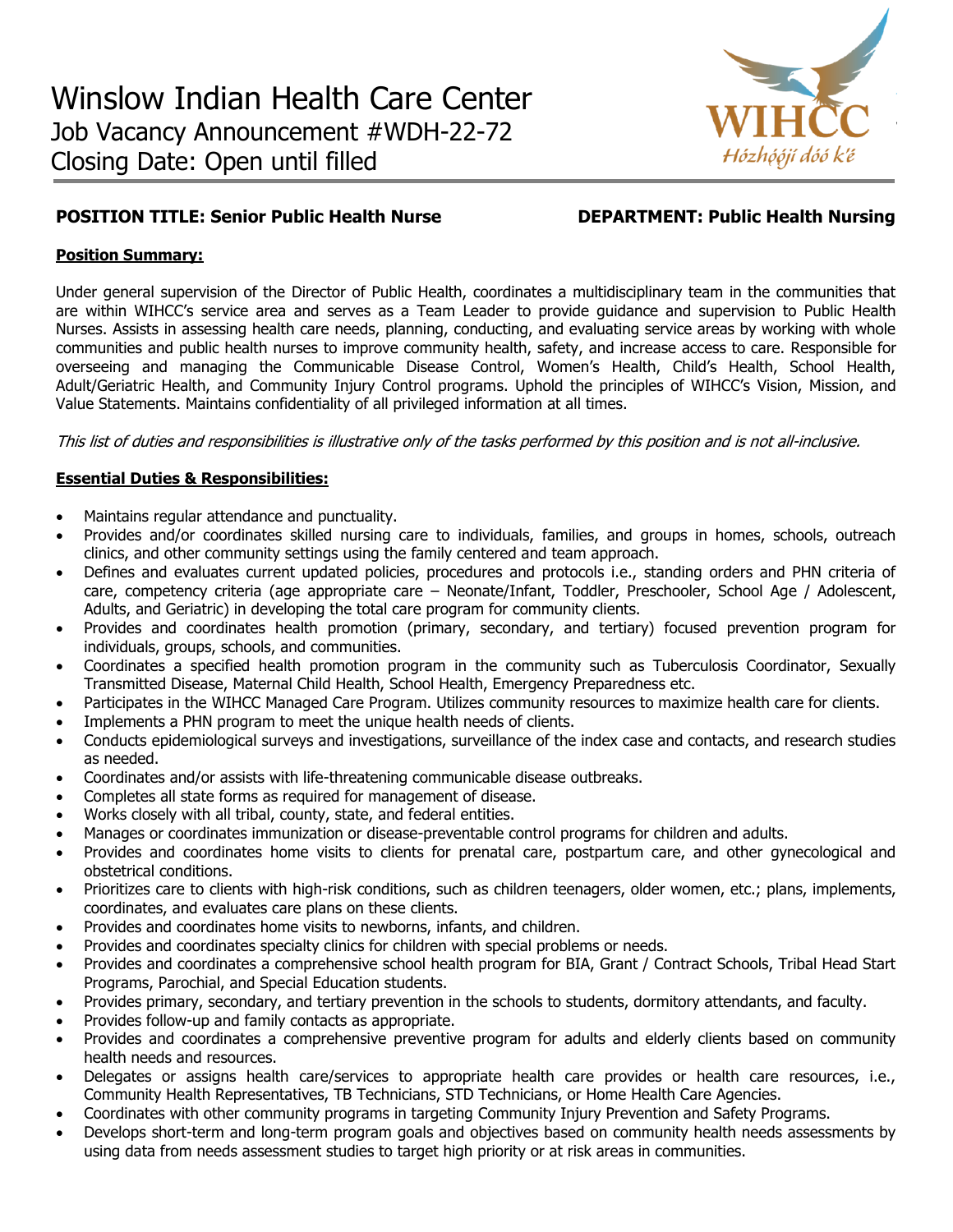# Winslow Indian Health Care Center

Job Vacancy Announcement #WDH-22-72

Closing Date: Open until filled

WIHCC
Hózhóójí dóó k'é

**POSITION TITLE: Senior Public Health Nurse** **DEPARTMENT: Public Health Nursing**

**Position Summary:**

Under general supervision of the Director of Public Health, coordinates a multidisciplinary team in the communities that are within WIHCC's service area and serves as a Team Leader to provide guidance and supervision to Public Health Nurses. Assists in assessing health care needs, planning, conducting, and evaluating service areas by working with whole communities and public health nurses to improve community health, safety, and increase access to care. Responsible for overseeing and managing the Communicable Disease Control, Women's Health, Child's Health, School Health, Adult/Geriatric Health, and Community Injury Control programs. Uphold the principles of WIHCC's Vision, Mission, and Value Statements. Maintains confidentiality of all privileged information at all times.

*This list of duties and responsibilities is illustrative only of the tasks performed by this position and is not all-inclusive.*

**Essential Duties & Responsibilities:**

- Maintains regular attendance and punctuality.
- Provides and/or coordinates skilled nursing care to individuals, families, and groups in homes, schools, outreach clinics, and other community settings using the family centered and team approach.
- Defines and evaluates current updated policies, procedures and protocols i.e., standing orders and PHN criteria of care, competency criteria (age appropriate care – Neonate/Infant, Toddler, Preschooler, School Age / Adolescent, Adults, and Geriatric) in developing the total care program for community clients.
- Provides and coordinates health promotion (primary, secondary, and tertiary) focused prevention program for individuals, groups, schools, and communities.
- Coordinates a specified health promotion program in the community such as Tuberculosis Coordinator, Sexually Transmitted Disease, Maternal Child Health, School Health, Emergency Preparedness etc.
- Participates in the WIHCC Managed Care Program. Utilizes community resources to maximize health care for clients.
- Implements a PHN program to meet the unique health needs of clients.
- Conducts epidemiological surveys and investigations, surveillance of the index case and contacts, and research studies as needed.
- Coordinates and/or assists with life-threatening communicable disease outbreaks.
- Completes all state forms as required for management of disease.
- Works closely with all tribal, county, state, and federal entities.
- Manages or coordinates immunization or disease-preventable control programs for children and adults.
- Provides and coordinates home visits to clients for prenatal care, postpartum care, and other gynecological and obstetrical conditions.
- Prioritizes care to clients with high-risk conditions, such as children teenagers, older women, etc.; plans, implements, coordinates, and evaluates care plans on these clients.
- Provides and coordinates home visits to newborns, infants, and children.
- Provides and coordinates specialty clinics for children with special problems or needs.
- Provides and coordinates a comprehensive school health program for BIA, Grant / Contract Schools, Tribal Head Start Programs, Parochial, and Special Education students.
- Provides primary, secondary, and tertiary prevention in the schools to students, dormitory attendants, and faculty.
- Provides follow-up and family contacts as appropriate.
- Provides and coordinates a comprehensive preventive program for adults and elderly clients based on community health needs and resources.
- Delegates or assigns health care/services to appropriate health care provides or health care resources, i.e., Community Health Representatives, TB Technicians, STD Technicians, or Home Health Care Agencies.
- Coordinates with other community programs in targeting Community Injury Prevention and Safety Programs.
- Develops short-term and long-term program goals and objectives based on community health needs assessments by using data from needs assessment studies to target high priority or at risk areas in communities.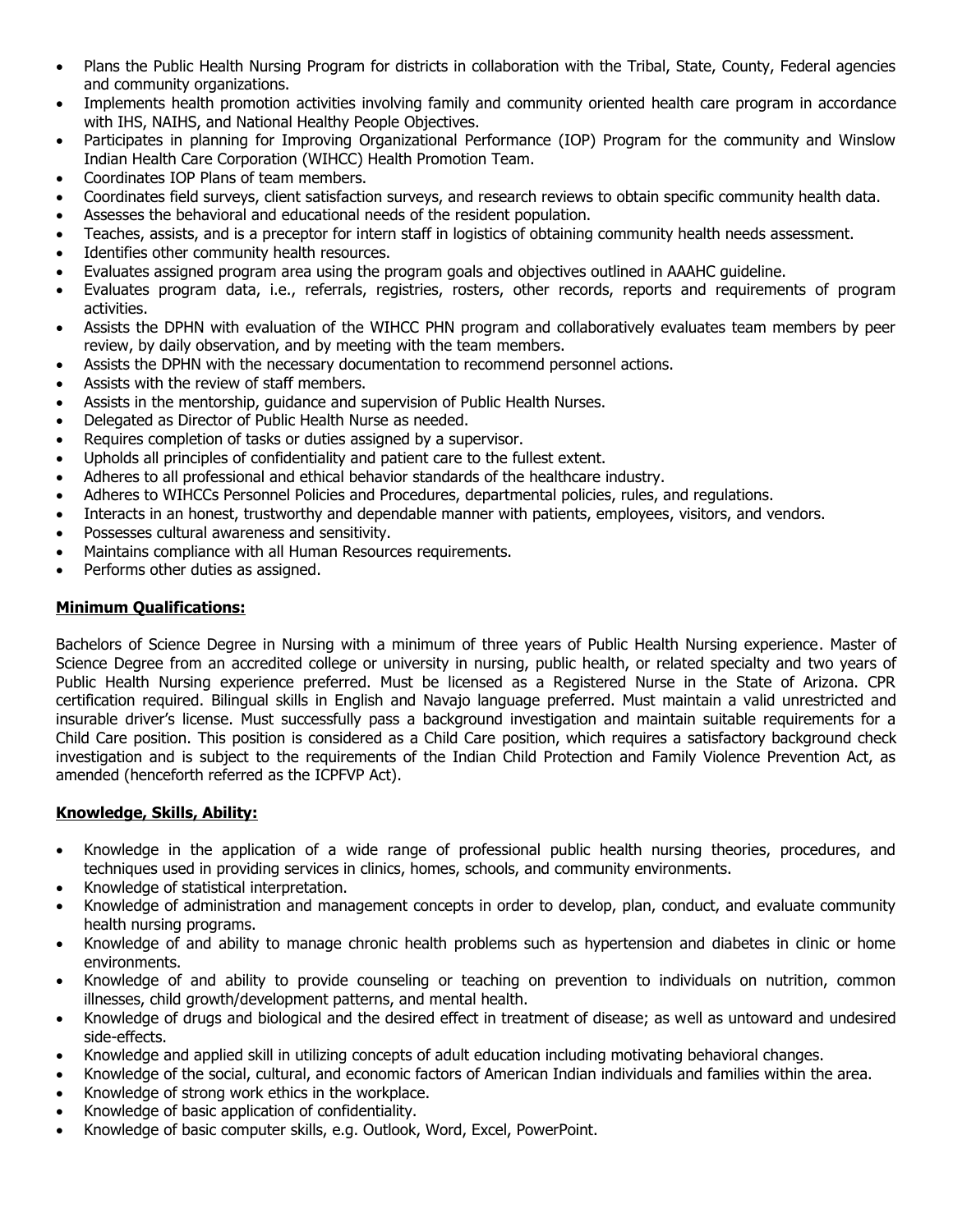- Plans the Public Health Nursing Program for districts in collaboration with the Tribal, State, County, Federal agencies and community organizations.
- Implements health promotion activities involving family and community oriented health care program in accordance with IHS, NAIHS, and National Healthy People Objectives.
- Participates in planning for Improving Organizational Performance (IOP) Program for the community and Winslow Indian Health Care Corporation (WIHCC) Health Promotion Team.
- Coordinates IOP Plans of team members.
- Coordinates field surveys, client satisfaction surveys, and research reviews to obtain specific community health data.
- Assesses the behavioral and educational needs of the resident population.
- Teaches, assists, and is a preceptor for intern staff in logistics of obtaining community health needs assessment.
- Identifies other community health resources.
- Evaluates assigned program area using the program goals and objectives outlined in AAAHC guideline.
- Evaluates program data, i.e., referrals, registries, rosters, other records, reports and requirements of program activities.
- Assists the DPHN with evaluation of the WIHCC PHN program and collaboratively evaluates team members by peer review, by daily observation, and by meeting with the team members.
- Assists the DPHN with the necessary documentation to recommend personnel actions.
- Assists with the review of staff members.
- Assists in the mentorship, guidance and supervision of Public Health Nurses.
- Delegated as Director of Public Health Nurse as needed.
- Requires completion of tasks or duties assigned by a supervisor.
- Upholds all principles of confidentiality and patient care to the fullest extent.
- Adheres to all professional and ethical behavior standards of the healthcare industry.
- Adheres to WIHCCs Personnel Policies and Procedures, departmental policies, rules, and regulations.
- Interacts in an honest, trustworthy and dependable manner with patients, employees, visitors, and vendors.
- Possesses cultural awareness and sensitivity.
- Maintains compliance with all Human Resources requirements.
- Performs other duties as assigned.

**Minimum Qualifications:**

Bachelors of Science Degree in Nursing with a minimum of three years of Public Health Nursing experience. Master of Science Degree from an accredited college or university in nursing, public health, or related specialty and two years of Public Health Nursing experience preferred. Must be licensed as a Registered Nurse in the State of Arizona. CPR certification required. Bilingual skills in English and Navajo language preferred. Must maintain a valid unrestricted and insurable driver's license. Must successfully pass a background investigation and maintain suitable requirements for a Child Care position. This position is considered as a Child Care position, which requires a satisfactory background check investigation and is subject to the requirements of the Indian Child Protection and Family Violence Prevention Act, as amended (henceforth referred as the ICPFVP Act).

**Knowledge, Skills, Ability:**

- Knowledge in the application of a wide range of professional public health nursing theories, procedures, and techniques used in providing services in clinics, homes, schools, and community environments.
- Knowledge of statistical interpretation.
- Knowledge of administration and management concepts in order to develop, plan, conduct, and evaluate community health nursing programs.
- Knowledge of and ability to manage chronic health problems such as hypertension and diabetes in clinic or home environments.
- Knowledge of and ability to provide counseling or teaching on prevention to individuals on nutrition, common illnesses, child growth/development patterns, and mental health.
- Knowledge of drugs and biological and the desired effect in treatment of disease; as well as untoward and undesired side-effects.
- Knowledge and applied skill in utilizing concepts of adult education including motivating behavioral changes.
- Knowledge of the social, cultural, and economic factors of American Indian individuals and families within the area.
- Knowledge of strong work ethics in the workplace.
- Knowledge of basic application of confidentiality.
- Knowledge of basic computer skills, e.g. Outlook, Word, Excel, PowerPoint.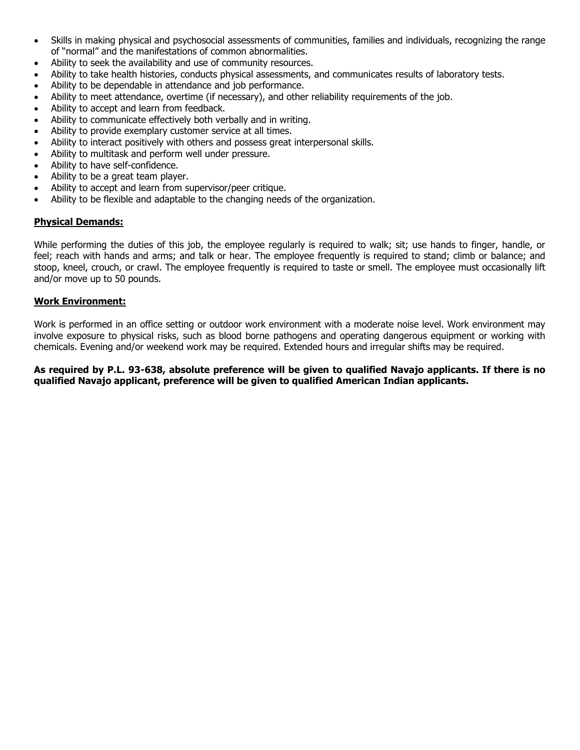- Skills in making physical and psychosocial assessments of communities, families and individuals, recognizing the range of "normal" and the manifestations of common abnormalities.
- Ability to seek the availability and use of community resources.
- Ability to take health histories, conducts physical assessments, and communicates results of laboratory tests.
- Ability to be dependable in attendance and job performance.
- Ability to meet attendance, overtime (if necessary), and other reliability requirements of the job.
- Ability to accept and learn from feedback.
- Ability to communicate effectively both verbally and in writing.
- Ability to provide exemplary customer service at all times.
- Ability to interact positively with others and possess great interpersonal skills.
- Ability to multitask and perform well under pressure.
- Ability to have self-confidence.
- Ability to be a great team player.
- Ability to accept and learn from supervisor/peer critique.
- Ability to be flexible and adaptable to the changing needs of the organization.

**Physical Demands:**

While performing the duties of this job, the employee regularly is required to walk; sit; use hands to finger, handle, or feel; reach with hands and arms; and talk or hear. The employee frequently is required to stand; climb or balance; and stoop, kneel, crouch, or crawl. The employee frequently is required to taste or smell. The employee must occasionally lift and/or move up to 50 pounds.

**Work Environment:**

Work is performed in an office setting or outdoor work environment with a moderate noise level. Work environment may involve exposure to physical risks, such as blood borne pathogens and operating dangerous equipment or working with chemicals. Evening and/or weekend work may be required. Extended hours and irregular shifts may be required.

**As required by P.L. 93-638, absolute preference will be given to qualified Navajo applicants. If there is no qualified Navajo applicant, preference will be given to qualified American Indian applicants.**